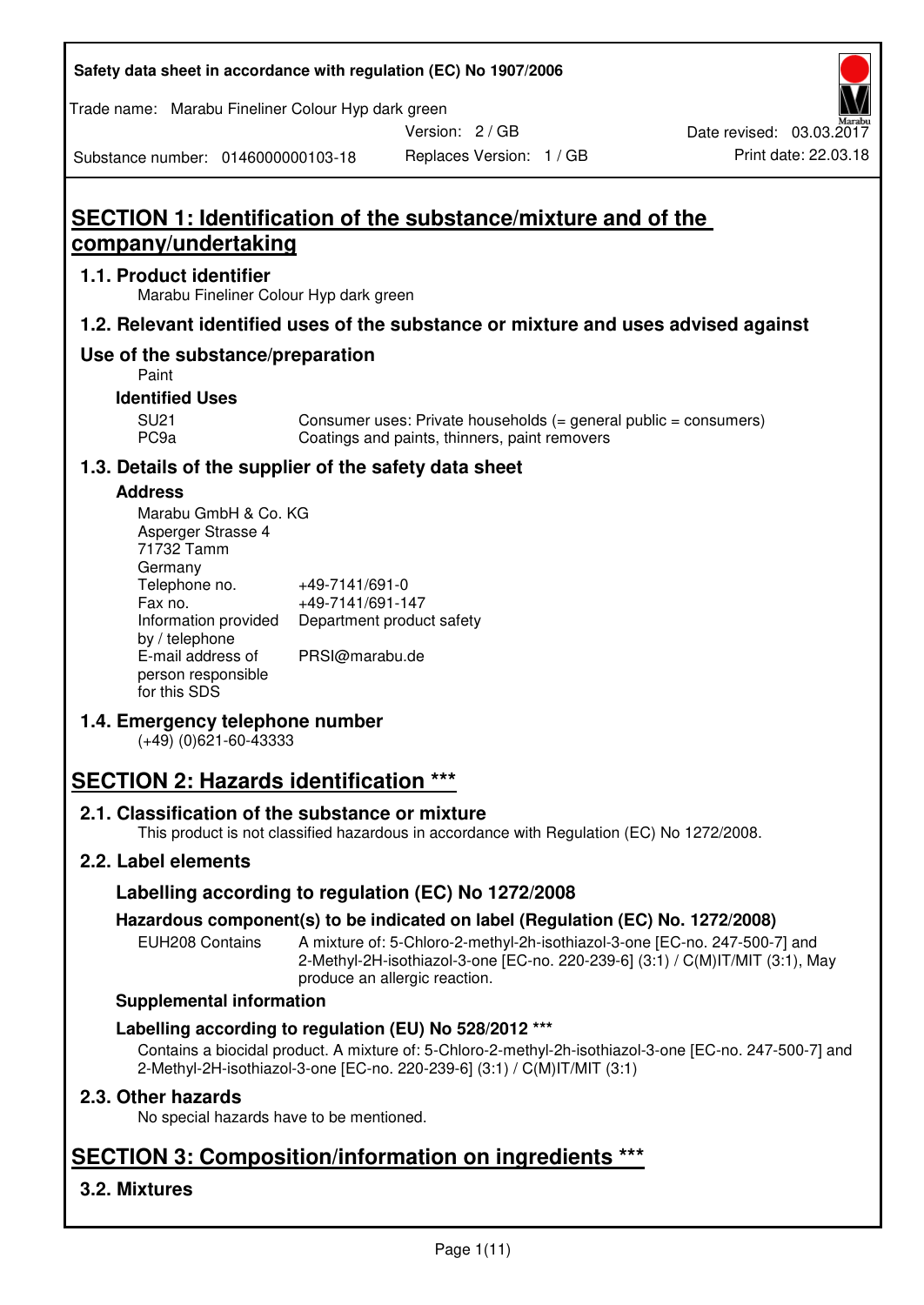Safety data sheet in accordance with regulation (EC) No 1907/2006

Trade name: Marabu Fineliner Colour Hyp dark green

Version: 2 / GB

Date revised: 03.03.2017

Substance number: 0146000000103-18

Replaces Version: 1 / GB

Print date: 22.03.18

# SECTION 1: Identification of the substance/mixture and of the company/undertaking

## 1.1. Product identifier

Marabu Fineliner Colour Hyp dark green

## 1.2. Relevant identified uses of the substance or mixture and uses advised against

## Use of the substance/preparation

Paint

### Identified Uses

| | |
|---|---|
| SU21 | Consumer uses: Private households (= general public = consumers) |
| PC9a | Coatings and paints, thinners, paint removers |

## 1.3. Details of the supplier of the safety data sheet

### Address

Marabu GmbH & Co. KG
Asperger Strasse 4
71732 Tamm
Germany

| | |
|---|---|
| Telephone no. | +49-7141/691-0 |
| Fax no. | +49-7141/691-147 |
| Information provided by / telephone | Department product safety |
| E-mail address of person responsible for this SDS | PRSI@marabu.de |

## 1.4. Emergency telephone number

(+49) (0)621-60-43333

# SECTION 2: Hazards identification ***

## 2.1. Classification of the substance or mixture

This product is not classified hazardous in accordance with Regulation (EC) No 1272/2008.

## 2.2. Label elements

### Labelling according to regulation (EC) No 1272/2008

### Hazardous component(s) to be indicated on label (Regulation (EC) No. 1272/2008)

| | |
|---|---|
| EUH208 Contains | A mixture of: 5-Chloro-2-methyl-2h-isothiazol-3-one [EC-no. 247-500-7] and 2-Methyl-2H-isothiazol-3-one [EC-no. 220-239-6] (3:1) / C(M)IT/MIT (3:1), May produce an allergic reaction. |

### Supplemental information

### Labelling according to regulation (EU) No 528/2012 ***

Contains a biocidal product. A mixture of: 5-Chloro-2-methyl-2h-isothiazol-3-one [EC-no. 247-500-7] and 2-Methyl-2H-isothiazol-3-one [EC-no. 220-239-6] (3:1) / C(M)IT/MIT (3:1)

## 2.3. Other hazards

No special hazards have to be mentioned.

# SECTION 3: Composition/information on ingredients ***

## 3.2. Mixtures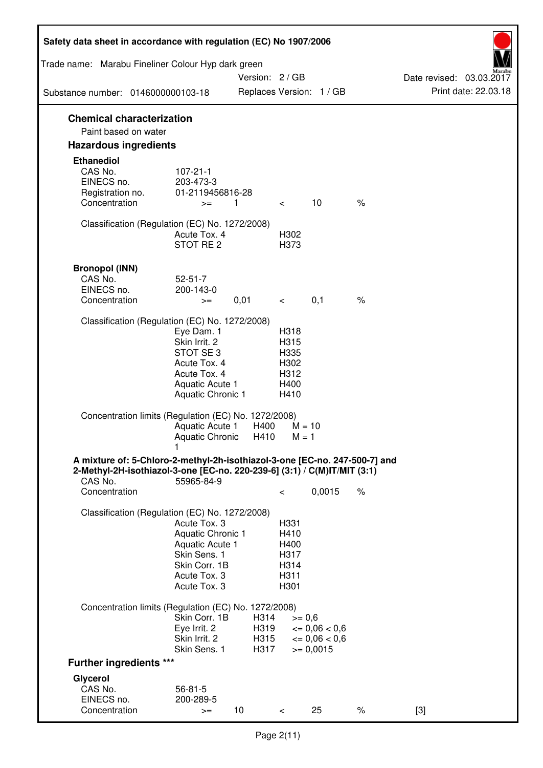## Chemical characterization

Paint based on water

## Hazardous ingredients

### Ethanediol

| | | | | | |
|---|---|---|---|---|---|
| CAS No. | 107-21-1 | | | | |
| EINECS no. | 203-473-3 | | | | |
| Registration no. | 01-2119456816-28 | | | | |
| Concentration | >= | 1 | < | 10 | % |

Classification (Regulation (EC) No. 1272/2008)

| | |
|---|---|
| Acute Tox. 4 | H302 |
| STOT RE 2 | H373 |

### Bronopol (INN)

| | | | | | |
|---|---|---|---|---|---|
| CAS No. | 52-51-7 | | | | |
| EINECS no. | 200-143-0 | | | | |
| Concentration | >= | 0,01 | < | 0,1 | % |

Classification (Regulation (EC) No. 1272/2008)

| | |
|---|---|
| Eye Dam. 1 | H318 |
| Skin Irrit. 2 | H315 |
| STOT SE 3 | H335 |
| Acute Tox. 4 | H302 |
| Acute Tox. 4 | H312 |
| Aquatic Acute 1 | H400 |
| Aquatic Chronic 1 | H410 |

Concentration limits (Regulation (EC) No. 1272/2008)

| | | |
|---|---|---|
| Aquatic Acute 1 | H400 | M = 10 |
| Aquatic Chronic 1 | H410 | M = 1 |

### A mixture of: 5-Chloro-2-methyl-2h-isothiazol-3-one [EC-no. 247-500-7] and 2-Methyl-2H-isothiazol-3-one [EC-no. 220-239-6] (3:1) / C(M)IT/MIT (3:1)

| | | | |
|---|---|---|---|
| CAS No. | 55965-84-9 | | |
| Concentration | < | 0,0015 | % |

Classification (Regulation (EC) No. 1272/2008)

| | |
|---|---|
| Acute Tox. 3 | H331 |
| Aquatic Chronic 1 | H410 |
| Aquatic Acute 1 | H400 |
| Skin Sens. 1 | H317 |
| Skin Corr. 1B | H314 |
| Acute Tox. 3 | H311 |
| Acute Tox. 3 | H301 |

Concentration limits (Regulation (EC) No. 1272/2008)

| | | |
|---|---|---|
| Skin Corr. 1B | H314 | >= 0,6 |
| Eye Irrit. 2 | H319 | <= 0,06 < 0,6 |
| Skin Irrit. 2 | H315 | <= 0,06 < 0,6 |
| Skin Sens. 1 | H317 | >= 0,0015 |

## Further ingredients ***

### Glycerol

| | | | | | | |
|---|---|---|---|---|---|---|
| CAS No. | 56-81-5 | | | | | |
| EINECS no. | 200-289-5 | | | | | |
| Concentration | >= | 10 | < | 25 | % | [3] |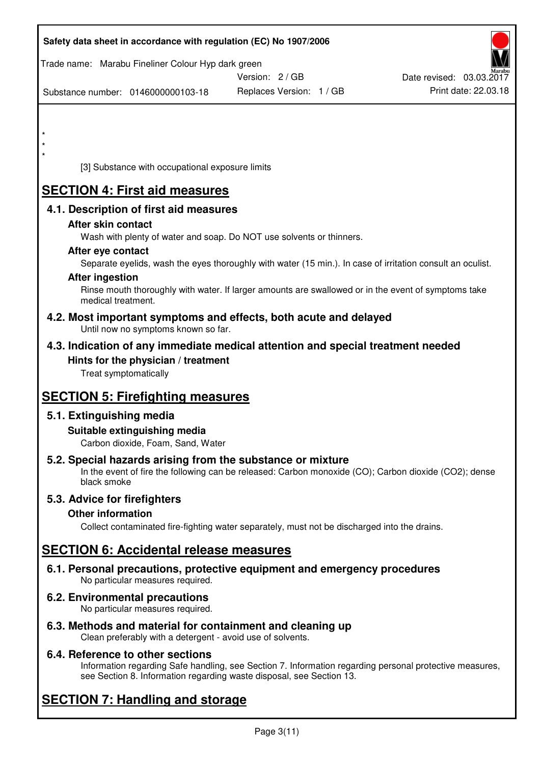*
*
*

[3] Substance with occupational exposure limits

# SECTION 4: First aid measures

## 4.1. Description of first aid measures

### After skin contact

Wash with plenty of water and soap. Do NOT use solvents or thinners.

### After eye contact

Separate eyelids, wash the eyes thoroughly with water (15 min.). In case of irritation consult an oculist.

### After ingestion

Rinse mouth thoroughly with water. If larger amounts are swallowed or in the event of symptoms take medical treatment.

## 4.2. Most important symptoms and effects, both acute and delayed

Until now no symptoms known so far.

## 4.3. Indication of any immediate medical attention and special treatment needed

### Hints for the physician / treatment

Treat symptomatically

# SECTION 5: Firefighting measures

## 5.1. Extinguishing media

### Suitable extinguishing media

Carbon dioxide, Foam, Sand, Water

## 5.2. Special hazards arising from the substance or mixture

In the event of fire the following can be released: Carbon monoxide (CO); Carbon dioxide ($CO_2$); dense black smoke

## 5.3. Advice for firefighters

### Other information

Collect contaminated fire-fighting water separately, must not be discharged into the drains.

# SECTION 6: Accidental release measures

## 6.1. Personal precautions, protective equipment and emergency procedures

No particular measures required.

## 6.2. Environmental precautions

No particular measures required.

## 6.3. Methods and material for containment and cleaning up

Clean preferably with a detergent - avoid use of solvents.

## 6.4. Reference to other sections

Information regarding Safe handling, see Section 7. Information regarding personal protective measures, see Section 8. Information regarding waste disposal, see Section 13.

# SECTION 7: Handling and storage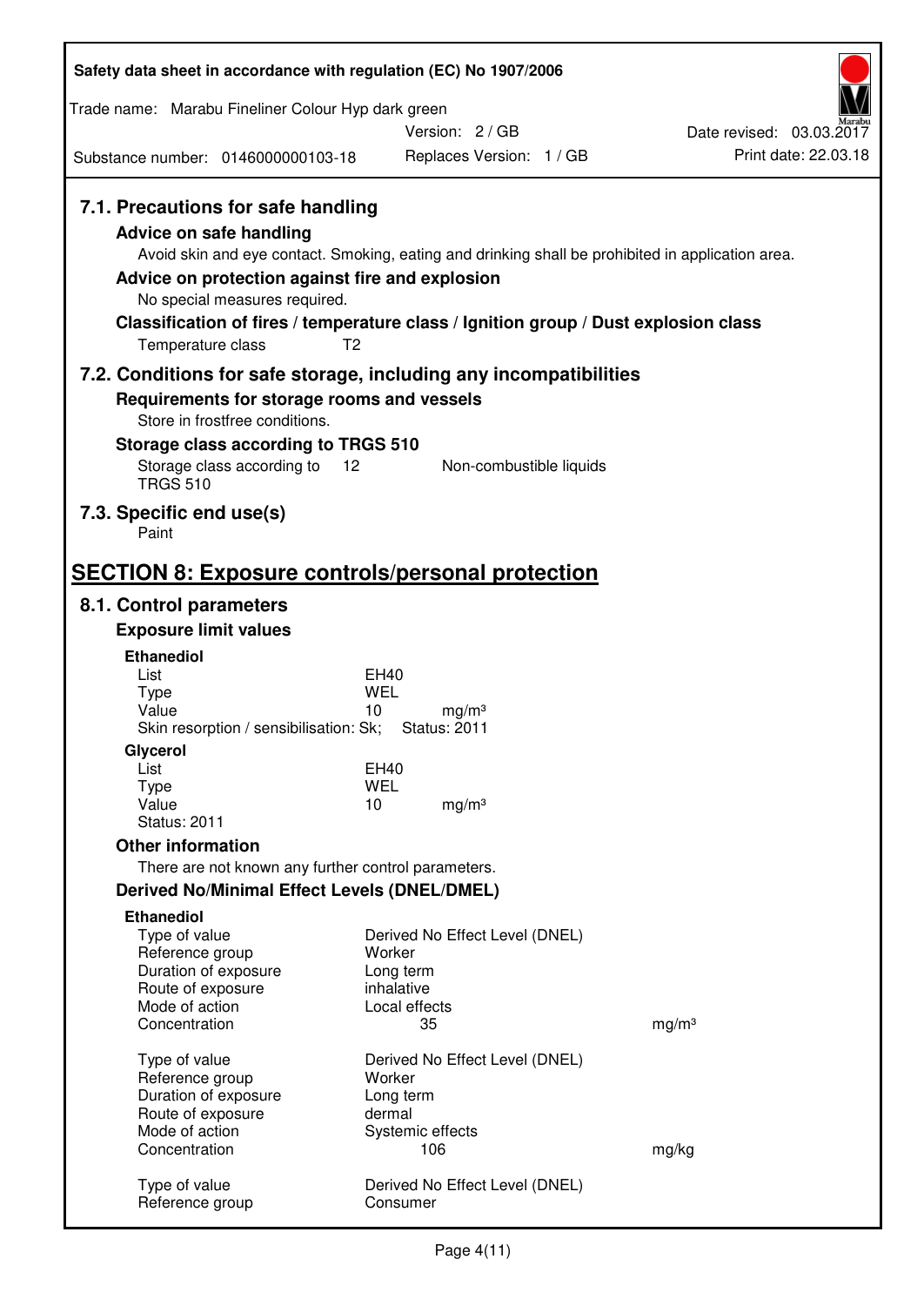### 7.1. Precautions for safe handling

**Advice on safe handling**

Avoid skin and eye contact. Smoking, eating and drinking shall be prohibited in application area.

**Advice on protection against fire and explosion**

No special measures required.

**Classification of fires / temperature class / Ignition group / Dust explosion class**

Temperature class T2

### 7.2. Conditions for safe storage, including any incompatibilities

**Requirements for storage rooms and vessels**

Store in frostfree conditions.

**Storage class according to TRGS 510**

| | | |
|---|---|---|
| Storage class according to TRGS 510 | 12 | Non-combustible liquids |

### 7.3. Specific end use(s)

Paint

## SECTION 8: Exposure controls/personal protection

### 8.1. Control parameters

**Exposure limit values**

**Ethanediol**

| | | |
|---|---|---|
| List | EH40 | |
| Type | WEL | |
| Value | 10 | mg/m³ |

Skin resorption / sensibilisation: Sk; Status: 2011

**Glycerol**

| | | |
|---|---|---|
| List | EH40 | |
| Type | WEL | |
| Value | 10 | mg/m³ |

Status: 2011

**Other information**

There are not known any further control parameters.

**Derived No/Minimal Effect Levels (DNEL/DMEL)**

**Ethanediol**

| | | |
|---|---|---|
| Type of value | Derived No Effect Level (DNEL) | |
| Reference group | Worker | |
| Duration of exposure | Long term | |
| Route of exposure | inhalative | |
| Mode of action | Local effects | |
| Concentration | 35 | mg/m³ |

| | | |
|---|---|---|
| Type of value | Derived No Effect Level (DNEL) | |
| Reference group | Worker | |
| Duration of exposure | Long term | |
| Route of exposure | dermal | |
| Mode of action | Systemic effects | |
| Concentration | 106 | mg/kg |

| | |
|---|---|
| Type of value | Derived No Effect Level (DNEL) |
| Reference group | Consumer |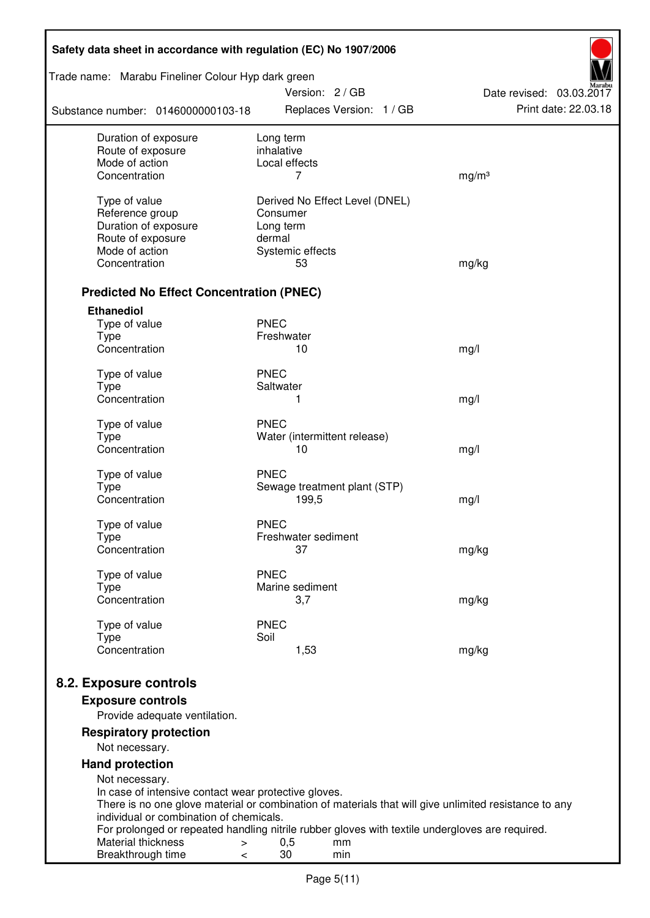| | | |
|---|---|---|
| Duration of exposure | Long term | |
| Route of exposure | inhalative | |
| Mode of action | Local effects | |
| Concentration | 7 | mg/m³ |

| | | |
|---|---|---|
| Type of value | Derived No Effect Level (DNEL) | |
| Reference group | Consumer | |
| Duration of exposure | Long term | |
| Route of exposure | dermal | |
| Mode of action | Systemic effects | |
| Concentration | 53 | mg/kg |

### Predicted No Effect Concentration (PNEC)

**Ethanediol**

| | | |
|---|---|---|
| Type of value | PNEC | |
| Type | Freshwater | |
| Concentration | 10 | mg/l |

| | | |
|---|---|---|
| Type of value | PNEC | |
| Type | Saltwater | |
| Concentration | 1 | mg/l |

| | | |
|---|---|---|
| Type of value | PNEC | |
| Type | Water (intermittent release) | |
| Concentration | 10 | mg/l |

| | | |
|---|---|---|
| Type of value | PNEC | |
| Type | Sewage treatment plant (STP) | |
| Concentration | 199,5 | mg/l |

| | | |
|---|---|---|
| Type of value | PNEC | |
| Type | Freshwater sediment | |
| Concentration | 37 | mg/kg |

| | | |
|---|---|---|
| Type of value | PNEC | |
| Type | Marine sediment | |
| Concentration | 3,7 | mg/kg |

| | | |
|---|---|---|
| Type of value | PNEC | |
| Type | Soil | |
| Concentration | 1,53 | mg/kg |

## 8.2. Exposure controls

### Exposure controls

Provide adequate ventilation.

### Respiratory protection

Not necessary.

### Hand protection

Not necessary.
In case of intensive contact wear protective gloves.
There is no one glove material or combination of materials that will give unlimited resistance to any individual or combination of chemicals.
For prolonged or repeated handling nitrile rubber gloves with textile undergloves are required.

| | | | |
|---|---|---|---|
| Material thickness | > | 0,5 | mm |
| Breakthrough time | < | 30 | min |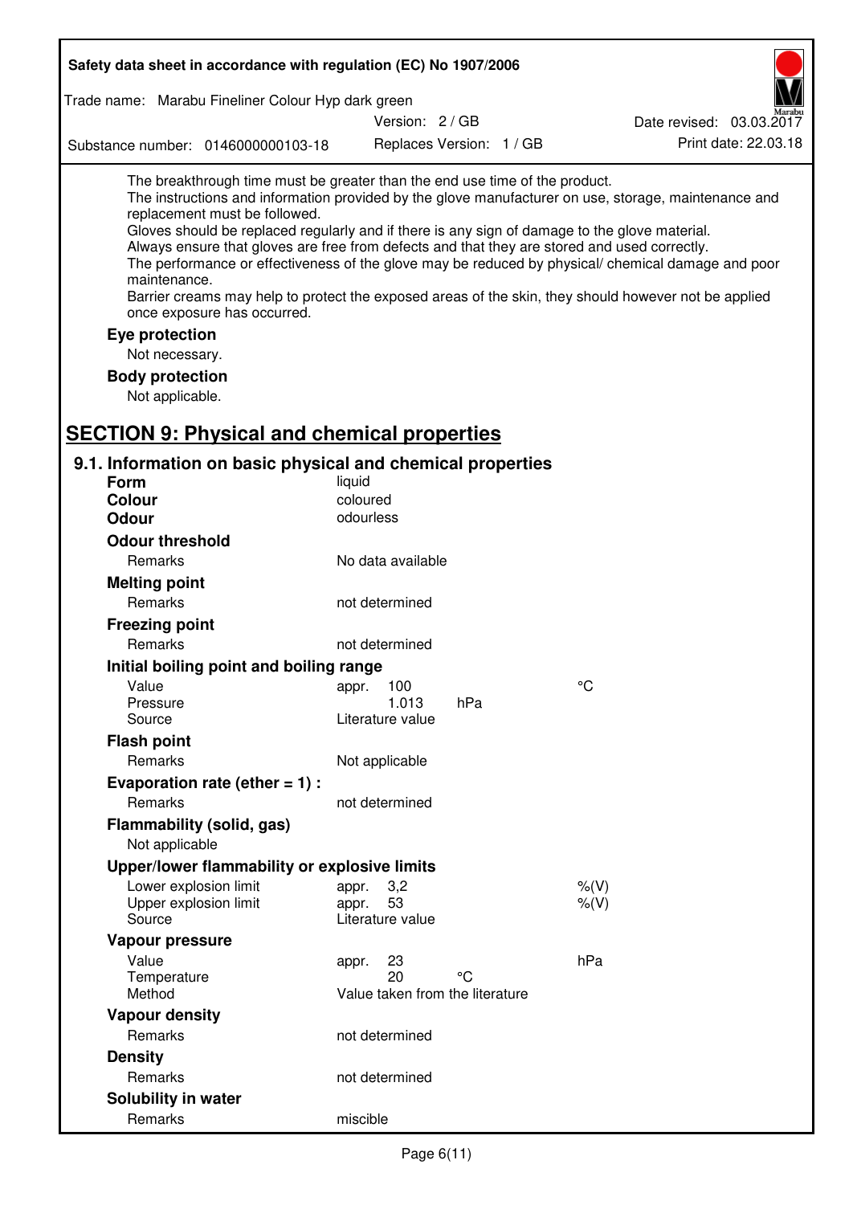The breakthrough time must be greater than the end use time of the product.
The instructions and information provided by the glove manufacturer on use, storage, maintenance and replacement must be followed.
Gloves should be replaced regularly and if there is any sign of damage to the glove material.
Always ensure that gloves are free from defects and that they are stored and used correctly.
The performance or effectiveness of the glove may be reduced by physical/ chemical damage and poor maintenance.
Barrier creams may help to protect the exposed areas of the skin, they should however not be applied once exposure has occurred.

**Eye protection**

Not necessary.

**Body protection**

Not applicable.

## SECTION 9: Physical and chemical properties

### 9.1. Information on basic physical and chemical properties

| | | | |
|---|---|---|---|
| **Form** | liquid | | |
| **Colour** | coloured | | |
| **Odour** | odourless | | |
| **Odour threshold** | | | |
| Remarks | No data available | | |
| **Melting point** | | | |
| Remarks | not determined | | |
| **Freezing point** | | | |
| Remarks | not determined | | |
| **Initial boiling point and boiling range** | | | |
| Value | appr. 100 | | °C |
| Pressure | 1.013 | hPa | |
| Source | Literature value | | |
| **Flash point** | | | |
| Remarks | Not applicable | | |
| **Evaporation rate (ether = 1) :** | | | |
| Remarks | not determined | | |
| **Flammability (solid, gas)** | | | |
| Not applicable | | | |
| **Upper/lower flammability or explosive limits** | | | |
| Lower explosion limit | appr. 3,2 | | %(V) |
| Upper explosion limit | appr. 53 | | %(V) |
| Source | Literature value | | |
| **Vapour pressure** | | | |
| Value | appr. 23 | | hPa |
| Temperature | 20 | °C | |
| Method | Value taken from the literature | | |
| **Vapour density** | | | |
| Remarks | not determined | | |
| **Density** | | | |
| Remarks | not determined | | |
| **Solubility in water** | | | |
| Remarks | miscible | | |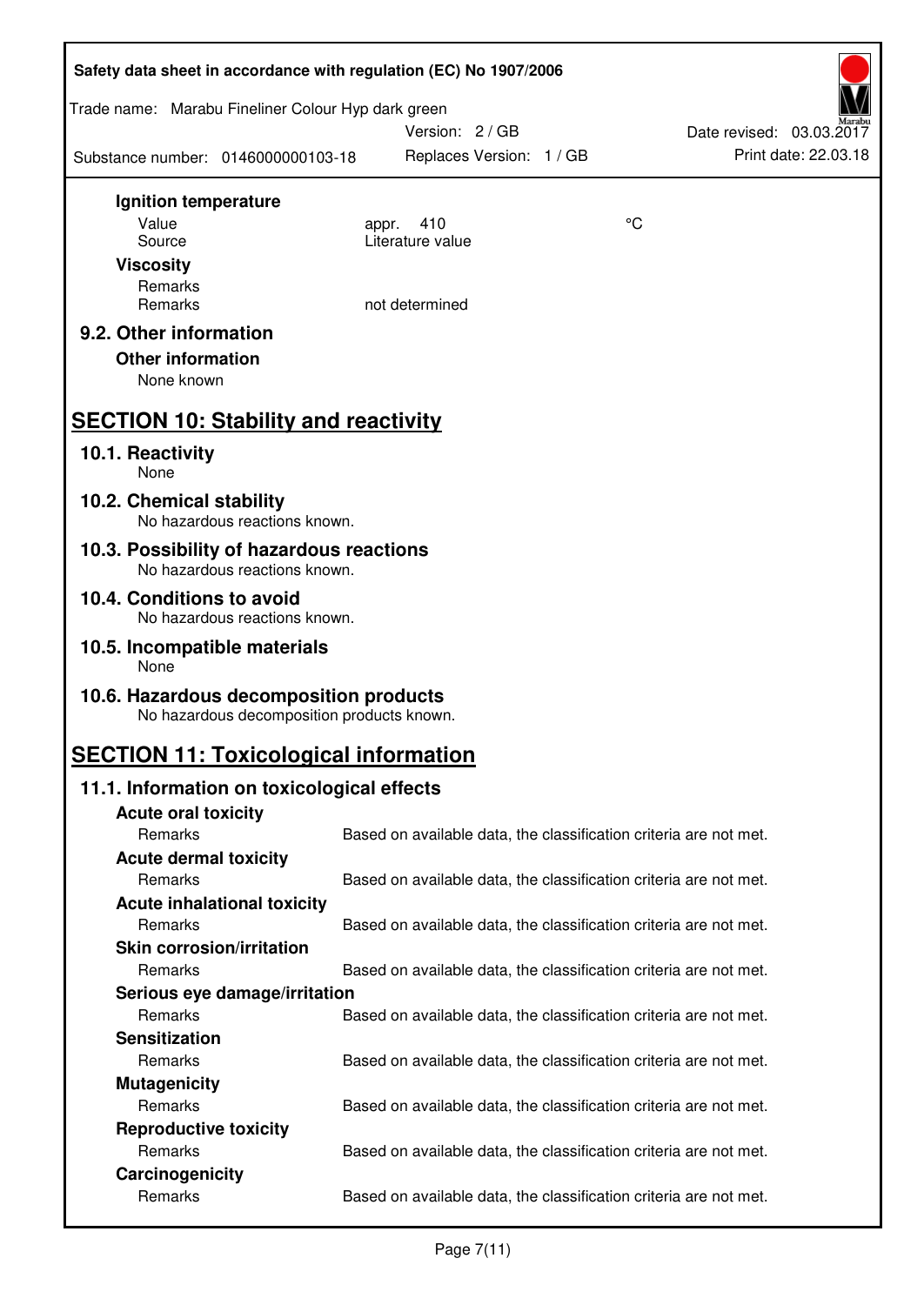**Ignition temperature**

| | | |
|---|---|---|
| Value | appr. 410 | °C |
| Source | Literature value | |

**Viscosity**

| | |
|---|---|
| Remarks | |
| Remarks | not determined |

### 9.2. Other information

**Other information**

None known

## SECTION 10: Stability and reactivity

### 10.1. Reactivity

None

### 10.2. Chemical stability

No hazardous reactions known.

### 10.3. Possibility of hazardous reactions

No hazardous reactions known.

### 10.4. Conditions to avoid

No hazardous reactions known.

### 10.5. Incompatible materials

None

### 10.6. Hazardous decomposition products

No hazardous decomposition products known.

## SECTION 11: Toxicological information

### 11.1. Information on toxicological effects

**Acute oral toxicity**

Remarks: Based on available data, the classification criteria are not met.

**Acute dermal toxicity**

Remarks: Based on available data, the classification criteria are not met.

**Acute inhalational toxicity**

Remarks: Based on available data, the classification criteria are not met.

**Skin corrosion/irritation**

Remarks: Based on available data, the classification criteria are not met.

**Serious eye damage/irritation**

Remarks: Based on available data, the classification criteria are not met.

**Sensitization**

Remarks: Based on available data, the classification criteria are not met.

**Mutagenicity**

Remarks: Based on available data, the classification criteria are not met.

**Reproductive toxicity**

Remarks: Based on available data, the classification criteria are not met.

**Carcinogenicity**

Remarks: Based on available data, the classification criteria are not met.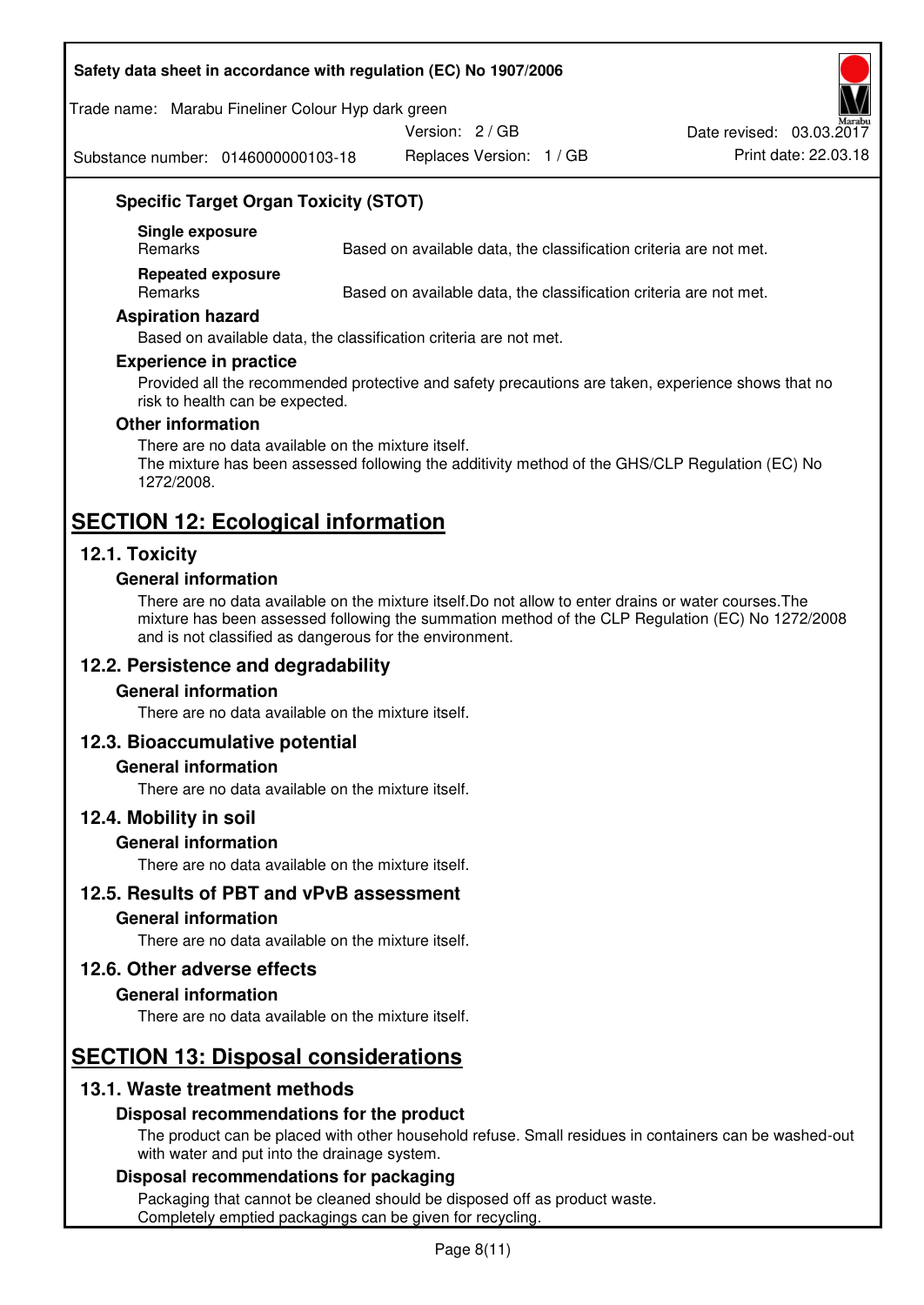### Specific Target Organ Toxicity (STOT)

**Single exposure**

Remarks — Based on available data, the classification criteria are not met.

**Repeated exposure**

Remarks — Based on available data, the classification criteria are not met.

### Aspiration hazard

Based on available data, the classification criteria are not met.

### Experience in practice

Provided all the recommended protective and safety precautions are taken, experience shows that no risk to health can be expected.

### Other information

There are no data available on the mixture itself.
The mixture has been assessed following the additivity method of the GHS/CLP Regulation (EC) No 1272/2008.

# SECTION 12: Ecological information

## 12.1. Toxicity

### General information

There are no data available on the mixture itself.Do not allow to enter drains or water courses.The mixture has been assessed following the summation method of the CLP Regulation (EC) No 1272/2008 and is not classified as dangerous for the environment.

## 12.2. Persistence and degradability

### General information

There are no data available on the mixture itself.

## 12.3. Bioaccumulative potential

### General information

There are no data available on the mixture itself.

## 12.4. Mobility in soil

### General information

There are no data available on the mixture itself.

## 12.5. Results of PBT and vPvB assessment

### General information

There are no data available on the mixture itself.

## 12.6. Other adverse effects

### General information

There are no data available on the mixture itself.

# SECTION 13: Disposal considerations

## 13.1. Waste treatment methods

### Disposal recommendations for the product

The product can be placed with other household refuse. Small residues in containers can be washed-out with water and put into the drainage system.

### Disposal recommendations for packaging

Packaging that cannot be cleaned should be disposed off as product waste.
Completely emptied packagings can be given for recycling.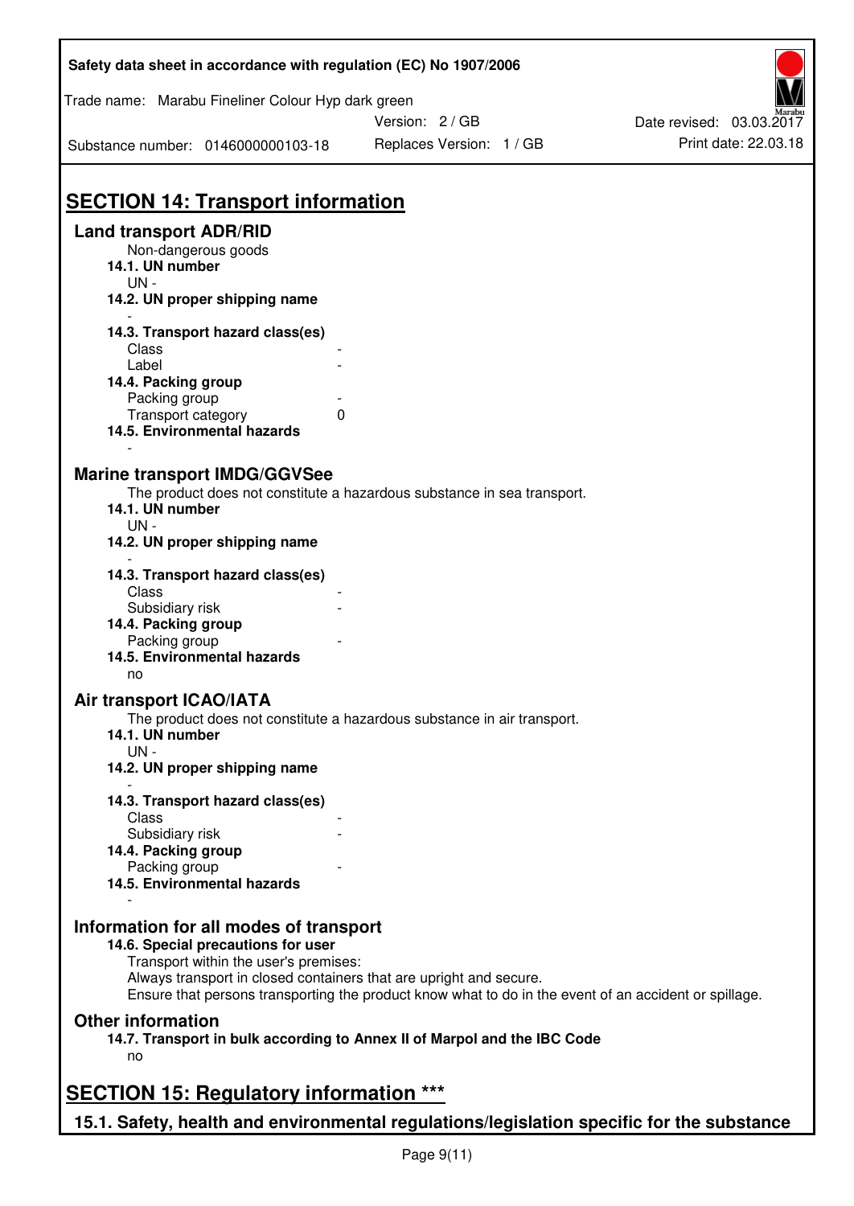# SECTION 14: Transport information

## Land transport ADR/RID

Non-dangerous goods

**14.1. UN number**

UN -

**14.2. UN proper shipping name**

-

**14.3. Transport hazard class(es)**

| | |
|---|---|
| Class | - |
| Label | - |

**14.4. Packing group**

| | |
|---|---|
| Packing group | - |
| Transport category | 0 |

**14.5. Environmental hazards**

-

## Marine transport IMDG/GGVSee

The product does not constitute a hazardous substance in sea transport.

**14.1. UN number**

UN -

**14.2. UN proper shipping name**

-

**14.3. Transport hazard class(es)**

| | |
|---|---|
| Class | - |
| Subsidiary risk | - |

**14.4. Packing group**

| | |
|---|---|
| Packing group | - |

**14.5. Environmental hazards**

no

## Air transport ICAO/IATA

The product does not constitute a hazardous substance in air transport.

**14.1. UN number**

UN -

**14.2. UN proper shipping name**

-

**14.3. Transport hazard class(es)**

| | |
|---|---|
| Class | - |
| Subsidiary risk | - |

**14.4. Packing group**

| | |
|---|---|
| Packing group | - |

**14.5. Environmental hazards**

-

## Information for all modes of transport

**14.6. Special precautions for user**

Transport within the user's premises:
Always transport in closed containers that are upright and secure.
Ensure that persons transporting the product know what to do in the event of an accident or spillage.

## Other information

**14.7. Transport in bulk according to Annex II of Marpol and the IBC Code**

no

# SECTION 15: Regulatory information ***

## 15.1. Safety, health and environmental regulations/legislation specific for the substance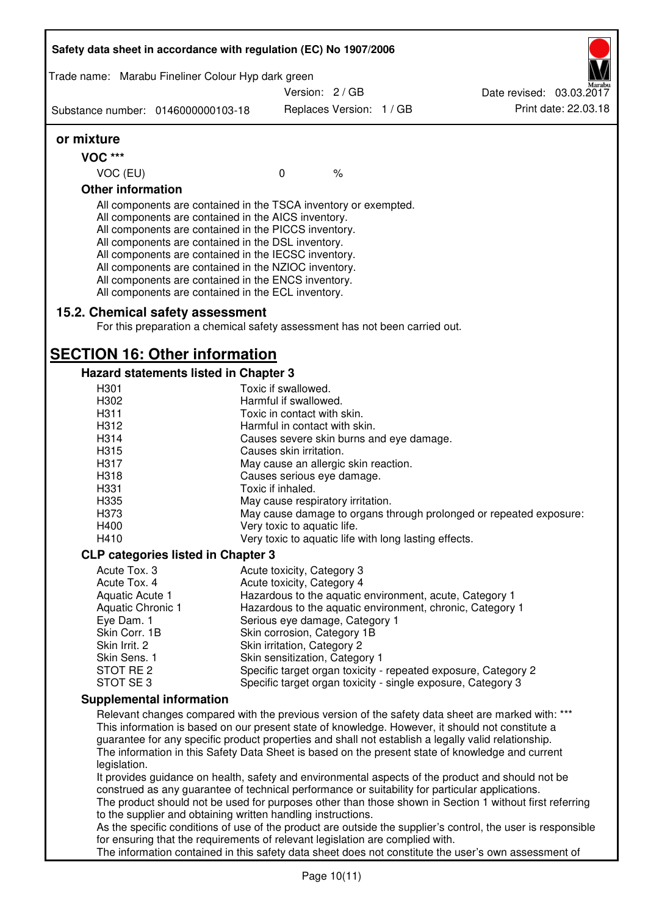**or mixture**

**VOC \*\*\***

| | | |
|---|---|---|
| VOC (EU) | 0 | % |

**Other information**

All components are contained in the TSCA inventory or exempted.
All components are contained in the AICS inventory.
All components are contained in the PICCS inventory.
All components are contained in the DSL inventory.
All components are contained in the IECSC inventory.
All components are contained in the NZIOC inventory.
All components are contained in the ENCS inventory.
All components are contained in the ECL inventory.

### 15.2. Chemical safety assessment

For this preparation a chemical safety assessment has not been carried out.

## SECTION 16: Other information

### Hazard statements listed in Chapter 3

| | |
|---|---|
| H301 | Toxic if swallowed. |
| H302 | Harmful if swallowed. |
| H311 | Toxic in contact with skin. |
| H312 | Harmful in contact with skin. |
| H314 | Causes severe skin burns and eye damage. |
| H315 | Causes skin irritation. |
| H317 | May cause an allergic skin reaction. |
| H318 | Causes serious eye damage. |
| H331 | Toxic if inhaled. |
| H335 | May cause respiratory irritation. |
| H373 | May cause damage to organs through prolonged or repeated exposure: |
| H400 | Very toxic to aquatic life. |
| H410 | Very toxic to aquatic life with long lasting effects. |

### CLP categories listed in Chapter 3

| | |
|---|---|
| Acute Tox. 3 | Acute toxicity, Category 3 |
| Acute Tox. 4 | Acute toxicity, Category 4 |
| Aquatic Acute 1 | Hazardous to the aquatic environment, acute, Category 1 |
| Aquatic Chronic 1 | Hazardous to the aquatic environment, chronic, Category 1 |
| Eye Dam. 1 | Serious eye damage, Category 1 |
| Skin Corr. 1B | Skin corrosion, Category 1B |
| Skin Irrit. 2 | Skin irritation, Category 2 |
| Skin Sens. 1 | Skin sensitization, Category 1 |
| STOT RE 2 | Specific target organ toxicity - repeated exposure, Category 2 |
| STOT SE 3 | Specific target organ toxicity - single exposure, Category 3 |

### Supplemental information

Relevant changes compared with the previous version of the safety data sheet are marked with: \*\*\*
This information is based on our present state of knowledge. However, it should not constitute a guarantee for any specific product properties and shall not establish a legally valid relationship.
The information in this Safety Data Sheet is based on the present state of knowledge and current legislation.
It provides guidance on health, safety and environmental aspects of the product and should not be construed as any guarantee of technical performance or suitability for particular applications.
The product should not be used for purposes other than those shown in Section 1 without first referring to the supplier and obtaining written handling instructions.
As the specific conditions of use of the product are outside the supplier's control, the user is responsible for ensuring that the requirements of relevant legislation are complied with.
The information contained in this safety data sheet does not constitute the user's own assessment of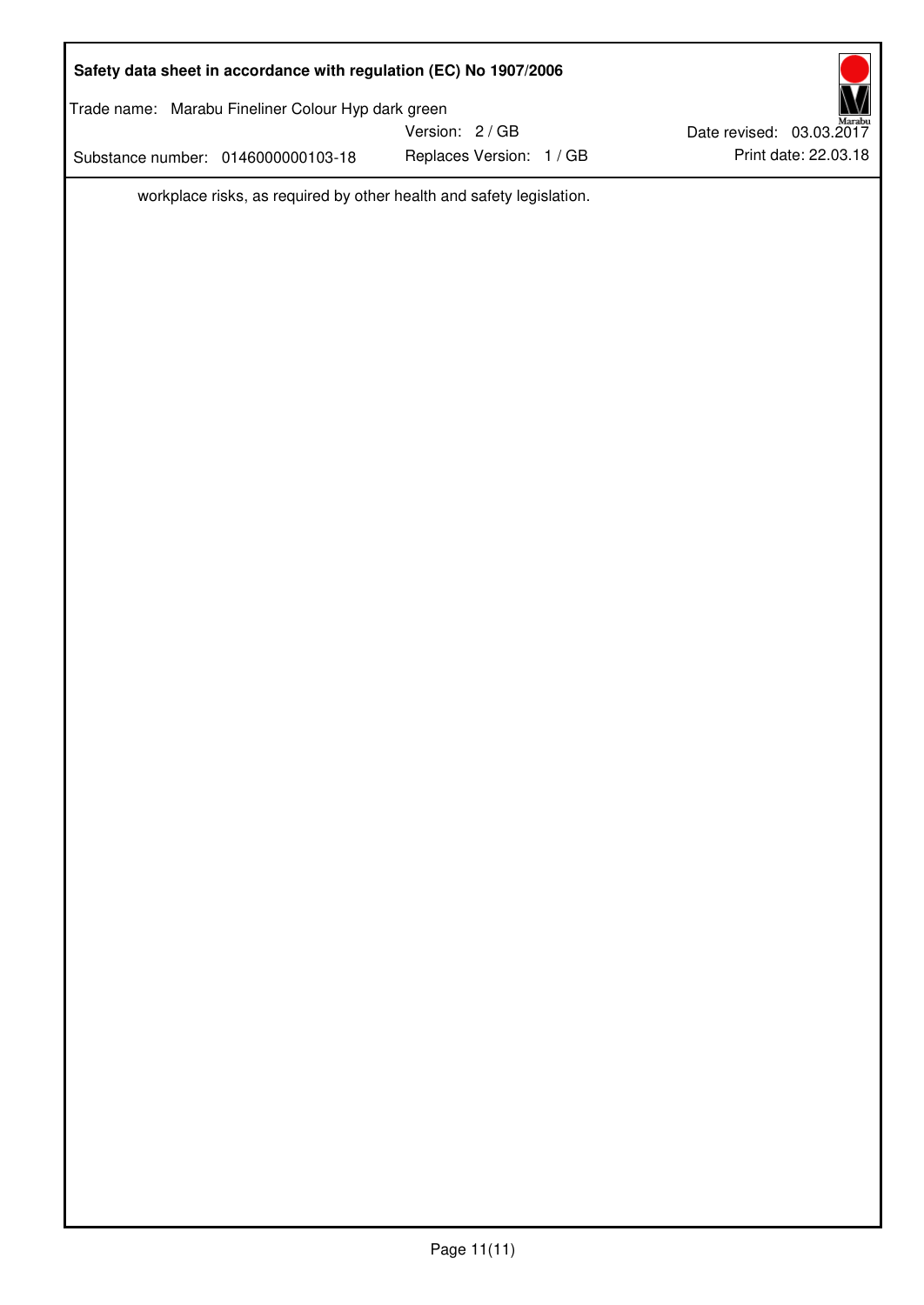workplace risks, as required by other health and safety legislation.